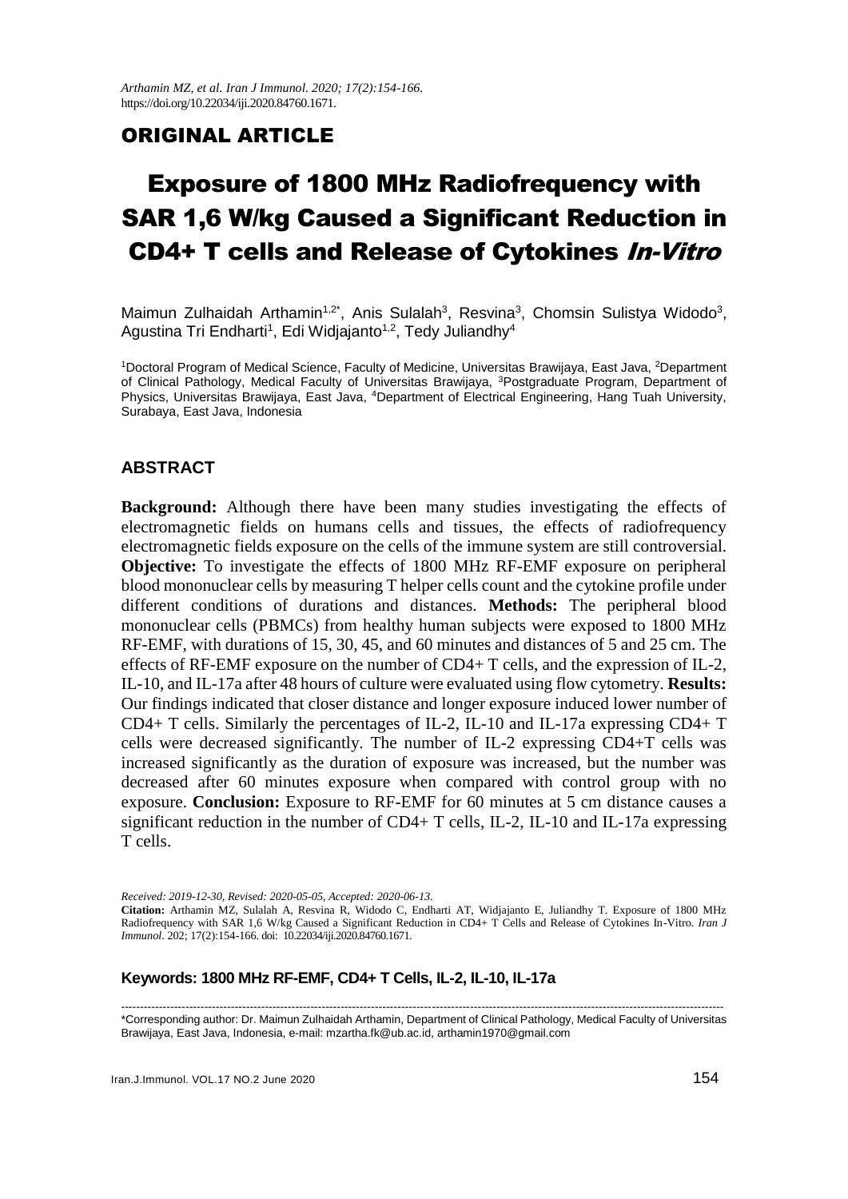## ORIGINAL ARTICLE

# Exposure of 1800 MHz Radiofrequency with SAR 1,6 W/kg Caused a Significant Reduction in CD4+ T cells and Release of Cytokines *In-Vitro*

Maimun Zulhaidah Arthamin[1,2*], Anis Sulalah[3], Resvina[3], Chomsin Sulistya Widodo[3], Agustina Tri Endharti[1], Edi Widjajanto[1,2], Tedy Juliandhy[4]

[1]Doctoral Program of Medical Science, Faculty of Medicine, Universitas Brawijaya, East Java, [2]Department of Clinical Pathology, Medical Faculty of Universitas Brawijaya, [3]Postgraduate Program, Department of Physics, Universitas Brawijaya, East Java, [4]Department of Electrical Engineering, Hang Tuah University, Surabaya, East Java, Indonesia

### ABSTRACT

**Background:** Although there have been many studies investigating the effects of electromagnetic fields on humans cells and tissues, the effects of radiofrequency electromagnetic fields exposure on the cells of the immune system are still controversial. **Objective:** To investigate the effects of 1800 MHz RF-EMF exposure on peripheral blood mononuclear cells by measuring T helper cells count and the cytokine profile under different conditions of durations and distances. **Methods:** The peripheral blood mononuclear cells (PBMCs) from healthy human subjects were exposed to 1800 MHz RF-EMF, with durations of 15, 30, 45, and 60 minutes and distances of 5 and 25 cm. The effects of RF-EMF exposure on the number of CD4+ T cells, and the expression of IL-2, IL-10, and IL-17a after 48 hours of culture were evaluated using flow cytometry. **Results:** Our findings indicated that closer distance and longer exposure induced lower number of CD4+ T cells. Similarly the percentages of IL-2, IL-10 and IL-17a expressing CD4+ T cells were decreased significantly. The number of IL-2 expressing CD4+T cells was increased significantly as the duration of exposure was increased, but the number was decreased after 60 minutes exposure when compared with control group with no exposure. **Conclusion:** Exposure to RF-EMF for 60 minutes at 5 cm distance causes a significant reduction in the number of CD4+ T cells, IL-2, IL-10 and IL-17a expressing T cells.

*Received: 2019-12-30, Revised: 2020-05-05, Accepted: 2020-06-13.*

**Citation:** Arthamin MZ, Sulalah A, Resvina R, Widodo C, Endharti AT, Widjajanto E, Juliandhy T. Exposure of 1800 MHz Radiofrequency with SAR 1,6 W/kg Caused a Significant Reduction in CD4+ T Cells and Release of Cytokines In-Vitro. *Iran J Immunol*. 202; 17(2):154-166. doi: 10.22034/iji.2020.84760.1671.

**Keywords: 1800 MHz RF-EMF, CD4+ T Cells, IL-2, IL-10, IL-17a**

---

\*Corresponding author: Dr. Maimun Zulhaidah Arthamin, Department of Clinical Pathology, Medical Faculty of Universitas Brawijaya, East Java, Indonesia, e-mail: mzartha.fk@ub.ac.id, arthamin1970@gmail.com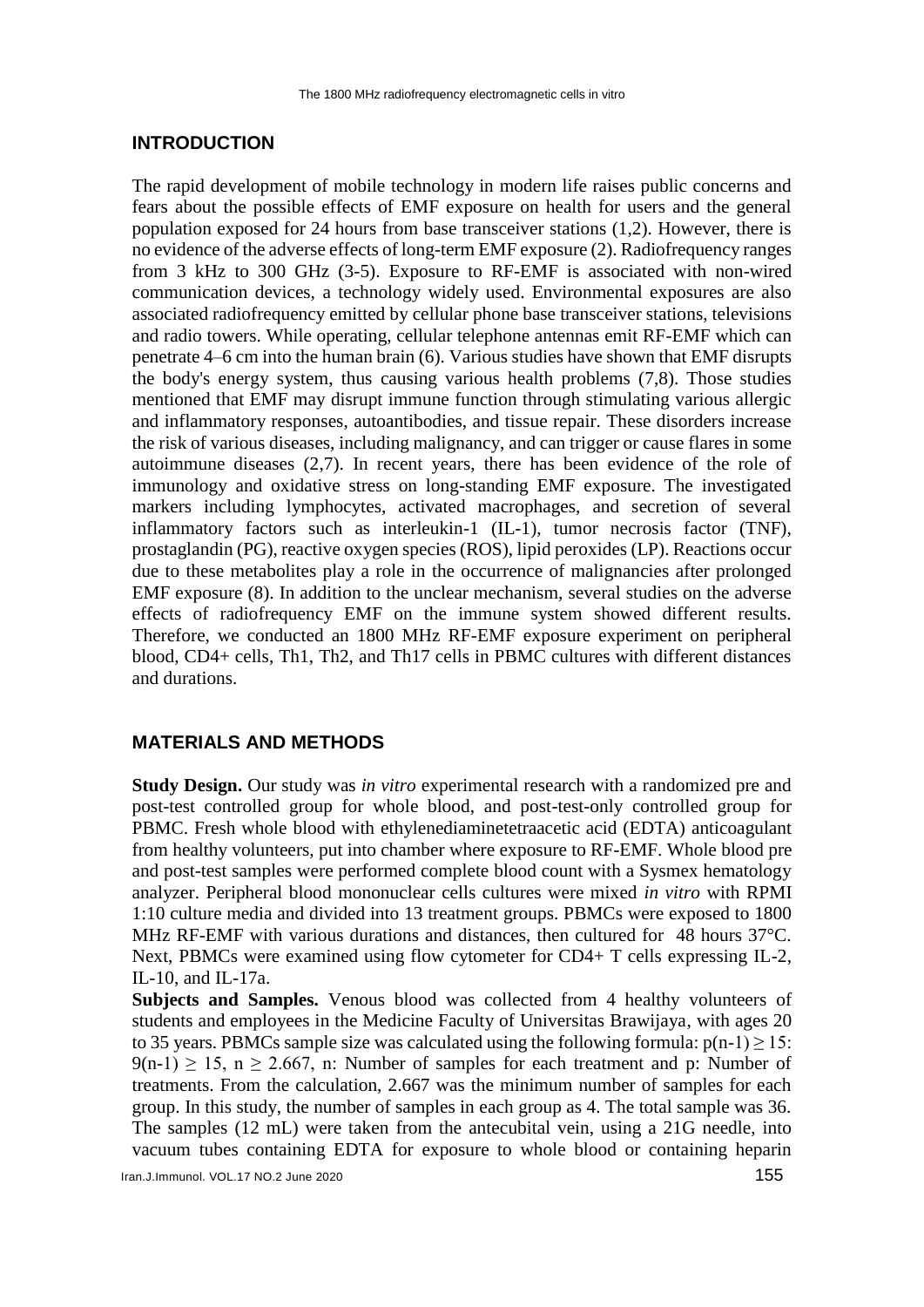## INTRODUCTION

The rapid development of mobile technology in modern life raises public concerns and fears about the possible effects of EMF exposure on health for users and the general population exposed for 24 hours from base transceiver stations (1,2). However, there is no evidence of the adverse effects of long-term EMF exposure (2). Radiofrequency ranges from 3 kHz to 300 GHz (3-5). Exposure to RF-EMF is associated with non-wired communication devices, a technology widely used. Environmental exposures are also associated radiofrequency emitted by cellular phone base transceiver stations, televisions and radio towers. While operating, cellular telephone antennas emit RF-EMF which can penetrate 4–6 cm into the human brain (6). Various studies have shown that EMF disrupts the body's energy system, thus causing various health problems (7,8). Those studies mentioned that EMF may disrupt immune function through stimulating various allergic and inflammatory responses, autoantibodies, and tissue repair. These disorders increase the risk of various diseases, including malignancy, and can trigger or cause flares in some autoimmune diseases (2,7). In recent years, there has been evidence of the role of immunology and oxidative stress on long-standing EMF exposure. The investigated markers including lymphocytes, activated macrophages, and secretion of several inflammatory factors such as interleukin-1 (IL-1), tumor necrosis factor (TNF), prostaglandin (PG), reactive oxygen species (ROS), lipid peroxides (LP). Reactions occur due to these metabolites play a role in the occurrence of malignancies after prolonged EMF exposure (8). In addition to the unclear mechanism, several studies on the adverse effects of radiofrequency EMF on the immune system showed different results. Therefore, we conducted an 1800 MHz RF-EMF exposure experiment on peripheral blood, CD4+ cells, Th1, Th2, and Th17 cells in PBMC cultures with different distances and durations.

## MATERIALS AND METHODS

**Study Design.** Our study was *in vitro* experimental research with a randomized pre and post-test controlled group for whole blood, and post-test-only controlled group for PBMC. Fresh whole blood with ethylenediaminetetraacetic acid (EDTA) anticoagulant from healthy volunteers, put into chamber where exposure to RF-EMF. Whole blood pre and post-test samples were performed complete blood count with a Sysmex hematology analyzer. Peripheral blood mononuclear cells cultures were mixed *in vitro* with RPMI 1:10 culture media and divided into 13 treatment groups. PBMCs were exposed to 1800 MHz RF-EMF with various durations and distances, then cultured for 48 hours 37°C. Next, PBMCs were examined using flow cytometer for CD4+ T cells expressing IL-2, IL-10, and IL-17a.

**Subjects and Samples.** Venous blood was collected from 4 healthy volunteers of students and employees in the Medicine Faculty of Universitas Brawijaya, with ages 20 to 35 years. PBMCs sample size was calculated using the following formula: $p(n-1) \geq 15$: $9(n-1) \geq 15$, $n \geq 2.667$, n: Number of samples for each treatment and p: Number of treatments. From the calculation, 2.667 was the minimum number of samples for each group. In this study, the number of samples in each group as 4. The total sample was 36. The samples (12 mL) were taken from the antecubital vein, using a 21G needle, into vacuum tubes containing EDTA for exposure to whole blood or containing heparin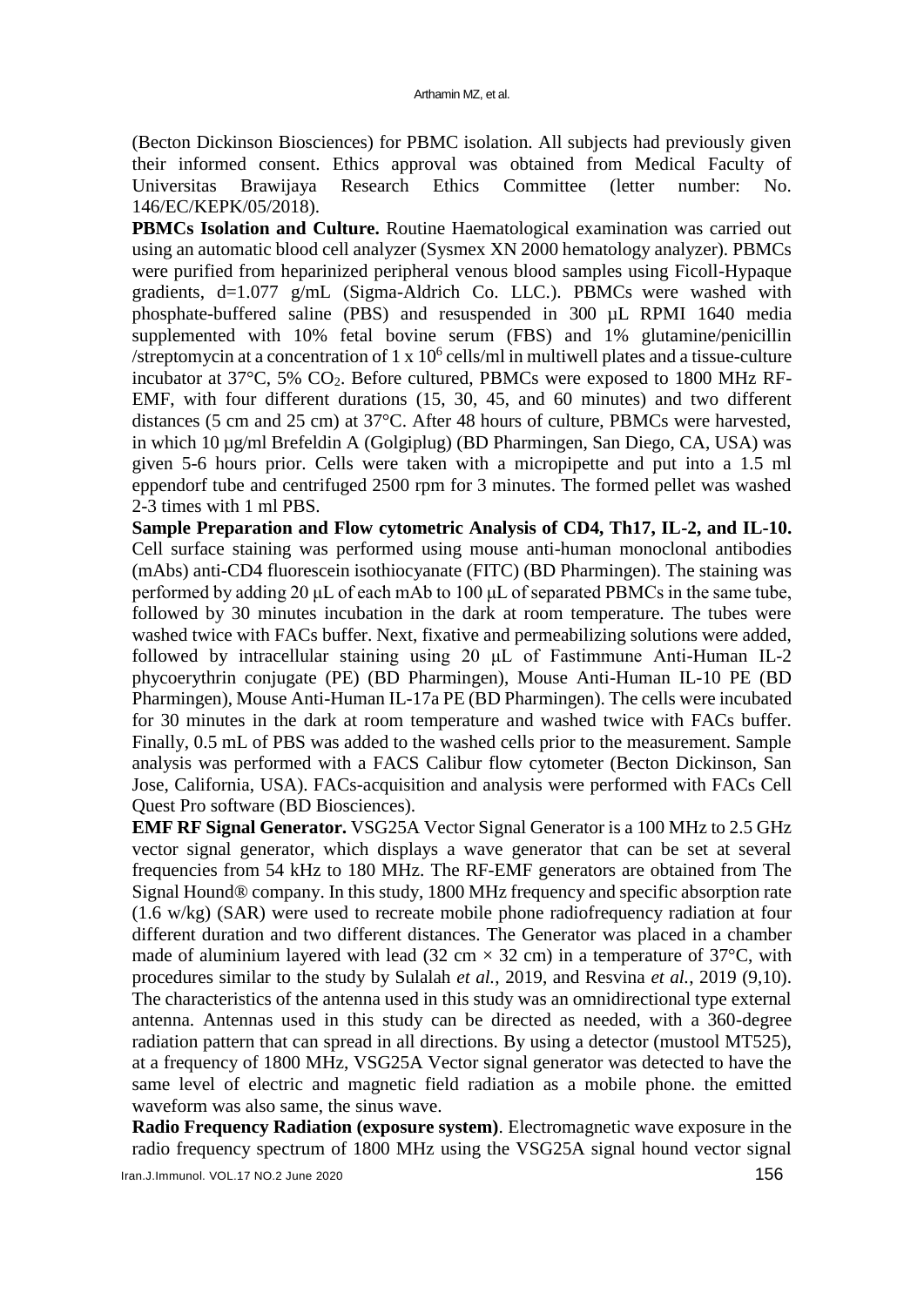(Becton Dickinson Biosciences) for PBMC isolation. All subjects had previously given their informed consent. Ethics approval was obtained from Medical Faculty of Universitas Brawijaya Research Ethics Committee (letter number: No. 146/EC/KEPK/05/2018).

**PBMCs Isolation and Culture.** Routine Haematological examination was carried out using an automatic blood cell analyzer (Sysmex XN 2000 hematology analyzer). PBMCs were purified from heparinized peripheral venous blood samples using Ficoll-Hypaque gradients, d=1.077 g/mL (Sigma-Aldrich Co. LLC.). PBMCs were washed with phosphate-buffered saline (PBS) and resuspended in 300 µL RPMI 1640 media supplemented with 10% fetal bovine serum (FBS) and 1% glutamine/penicillin /streptomycin at a concentration of $1 \times 10^6$ cells/ml in multiwell plates and a tissue-culture incubator at 37°C, 5% $CO_2$. Before cultured, PBMCs were exposed to 1800 MHz RF-EMF, with four different durations (15, 30, 45, and 60 minutes) and two different distances (5 cm and 25 cm) at 37°C. After 48 hours of culture, PBMCs were harvested, in which 10 µg/ml Brefeldin A (Golgiplug) (BD Pharmingen, San Diego, CA, USA) was given 5-6 hours prior. Cells were taken with a micropipette and put into a 1.5 ml eppendorf tube and centrifuged 2500 rpm for 3 minutes. The formed pellet was washed 2-3 times with 1 ml PBS.

**Sample Preparation and Flow cytometric Analysis of CD4, Th17, IL-2, and IL-10.** Cell surface staining was performed using mouse anti-human monoclonal antibodies (mAbs) anti-CD4 fluorescein isothiocyanate (FITC) (BD Pharmingen). The staining was performed by adding 20 µL of each mAb to 100 µL of separated PBMCs in the same tube, followed by 30 minutes incubation in the dark at room temperature. The tubes were washed twice with FACs buffer. Next, fixative and permeabilizing solutions were added, followed by intracellular staining using 20 µL of Fastimmune Anti-Human IL-2 phycoerythrin conjugate (PE) (BD Pharmingen), Mouse Anti-Human IL-10 PE (BD Pharmingen), Mouse Anti-Human IL-17a PE (BD Pharmingen). The cells were incubated for 30 minutes in the dark at room temperature and washed twice with FACs buffer. Finally, 0.5 mL of PBS was added to the washed cells prior to the measurement. Sample analysis was performed with a FACS Calibur flow cytometer (Becton Dickinson, San Jose, California, USA). FACs-acquisition and analysis were performed with FACs Cell Quest Pro software (BD Biosciences).

**EMF RF Signal Generator.** VSG25A Vector Signal Generator is a 100 MHz to 2.5 GHz vector signal generator, which displays a wave generator that can be set at several frequencies from 54 kHz to 180 MHz. The RF-EMF generators are obtained from The Signal Hound® company. In this study, 1800 MHz frequency and specific absorption rate (1.6 w/kg) (SAR) were used to recreate mobile phone radiofrequency radiation at four different duration and two different distances. The Generator was placed in a chamber made of aluminium layered with lead (32 cm × 32 cm) in a temperature of 37°C, with procedures similar to the study by Sulalah *et al.*, 2019, and Resvina *et al.*, 2019 (9,10). The characteristics of the antenna used in this study was an omnidirectional type external antenna. Antennas used in this study can be directed as needed, with a 360-degree radiation pattern that can spread in all directions. By using a detector (mustool MT525), at a frequency of 1800 MHz, VSG25A Vector signal generator was detected to have the same level of electric and magnetic field radiation as a mobile phone. the emitted waveform was also same, the sinus wave.

**Radio Frequency Radiation (exposure system)**. Electromagnetic wave exposure in the radio frequency spectrum of 1800 MHz using the VSG25A signal hound vector signal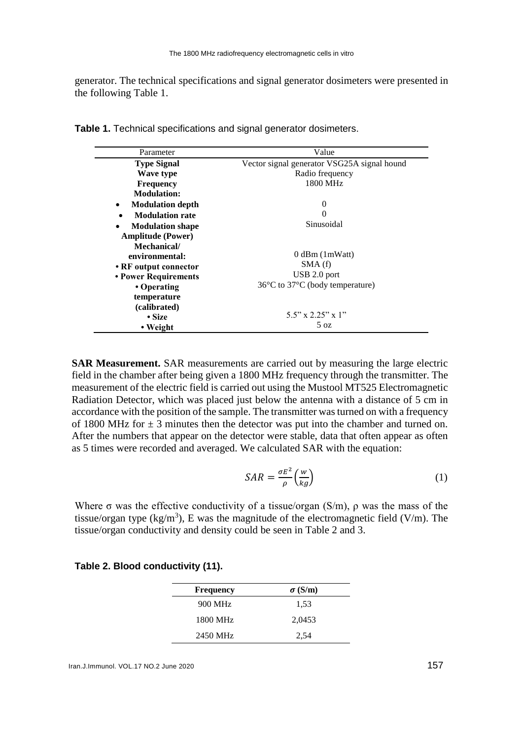generator. The technical specifications and signal generator dosimeters were presented in the following Table 1.

**Table 1.** Technical specifications and signal generator dosimeters.

| Parameter | Value |
|---|---|
| **Type Signal** | Vector signal generator VSG25A signal hound |
| **Wave type** | Radio frequency |
| **Frequency** | 1800 MHz |
| **Modulation:** | |
| • **Modulation depth** | 0 |
| • **Modulation rate** | 0 |
| • **Modulation shape** | Sinusoidal |
| **Amplitude (Power)** | 0 dBm (1mWatt) |
| **Mechanical/ environmental:** | |
| **• RF output connector** | SMA (f) |
| **• Power Requirements** | USB 2.0 port |
| **• Operating temperature (calibrated)** | 36°C to 37°C (body temperature) |
| **• Size** | 5.5" x 2.25" x 1" |
| **• Weight** | 5 oz |

**SAR Measurement.** SAR measurements are carried out by measuring the large electric field in the chamber after being given a 1800 MHz frequency through the transmitter. The measurement of the electric field is carried out using the Mustool MT525 Electromagnetic Radiation Detector, which was placed just below the antenna with a distance of 5 cm in accordance with the position of the sample. The transmitter was turned on with a frequency of 1800 MHz for ± 3 minutes then the detector was put into the chamber and turned on. After the numbers that appear on the detector were stable, data that often appear as often as 5 times were recorded and averaged. We calculated SAR with the equation:

$$SAR = \frac{\sigma E^2}{\rho} \left(\frac{w}{kg}\right) \tag{1}$$

Where σ was the effective conductivity of a tissue/organ (S/m), ρ was the mass of the tissue/organ type ($kg/m^3$), E was the magnitude of the electromagnetic field (V/m). The tissue/organ conductivity and density could be seen in Table 2 and 3.

**Table 2. Blood conductivity (11).**

| Frequency | $\sigma$ (S/m) |
|---|---|
| 900 MHz | 1,53 |
| 1800 MHz | 2,0453 |
| 2450 MHz | 2,54 |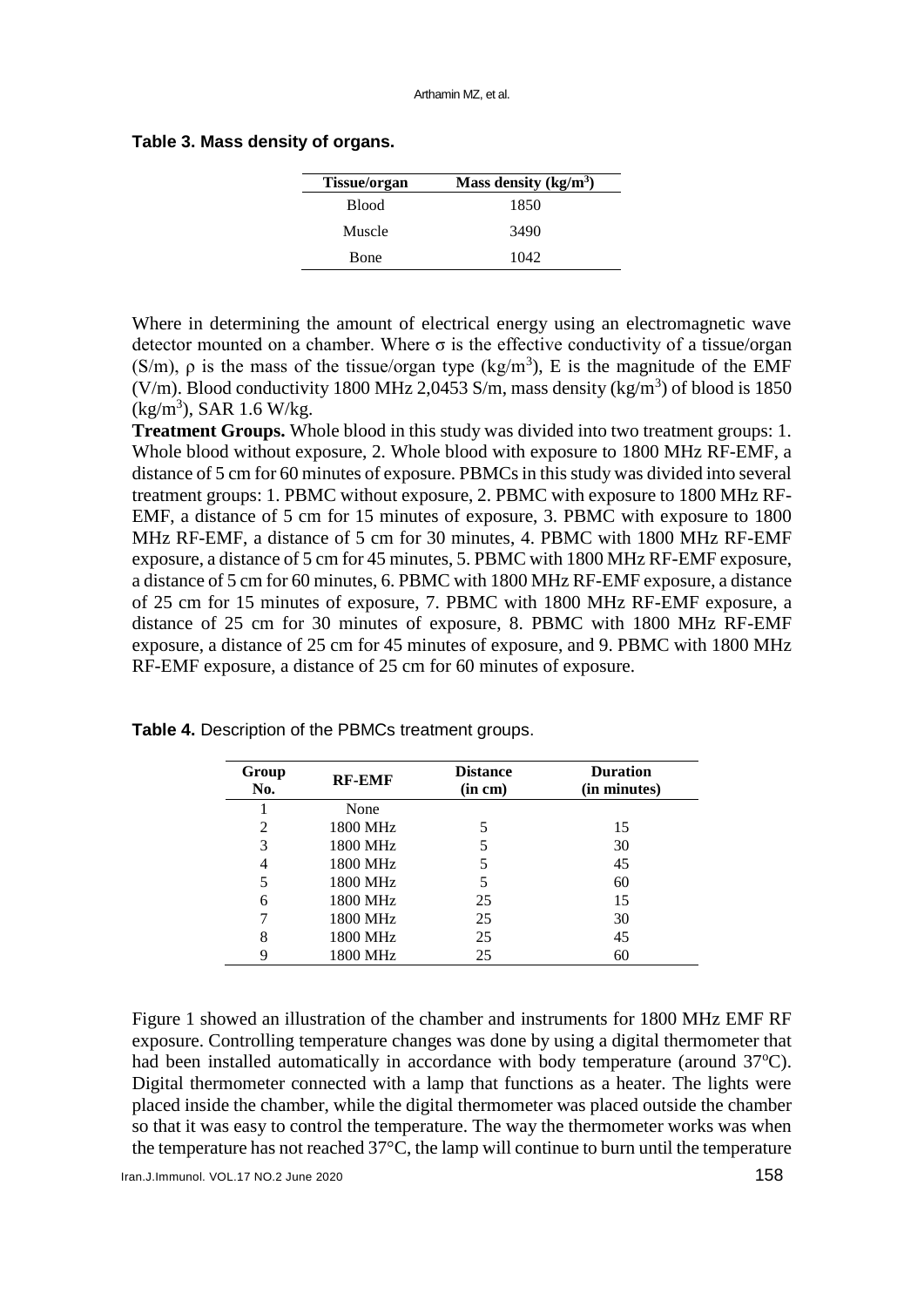**Table 3. Mass density of organs.**

| Tissue/organ | Mass density (kg/m$^3$) |
|---|---|
| Blood | 1850 |
| Muscle | 3490 |
| Bone | 1042 |

Where in determining the amount of electrical energy using an electromagnetic wave detector mounted on a chamber. Where σ is the effective conductivity of a tissue/organ (S/m), ρ is the mass of the tissue/organ type (kg/m$^3$), E is the magnitude of the EMF (V/m). Blood conductivity 1800 MHz 2,0453 S/m, mass density (kg/m$^3$) of blood is 1850 (kg/m$^3$), SAR 1.6 W/kg.

**Treatment Groups.** Whole blood in this study was divided into two treatment groups: 1. Whole blood without exposure, 2. Whole blood with exposure to 1800 MHz RF-EMF, a distance of 5 cm for 60 minutes of exposure. PBMCs in this study was divided into several treatment groups: 1. PBMC without exposure, 2. PBMC with exposure to 1800 MHz RF-EMF, a distance of 5 cm for 15 minutes of exposure, 3. PBMC with exposure to 1800 MHz RF-EMF, a distance of 5 cm for 30 minutes, 4. PBMC with 1800 MHz RF-EMF exposure, a distance of 5 cm for 45 minutes, 5. PBMC with 1800 MHz RF-EMF exposure, a distance of 5 cm for 60 minutes, 6. PBMC with 1800 MHz RF-EMF exposure, a distance of 25 cm for 15 minutes of exposure, 7. PBMC with 1800 MHz RF-EMF exposure, a distance of 25 cm for 30 minutes of exposure, 8. PBMC with 1800 MHz RF-EMF exposure, a distance of 25 cm for 45 minutes of exposure, and 9. PBMC with 1800 MHz RF-EMF exposure, a distance of 25 cm for 60 minutes of exposure.

**Table 4.** Description of the PBMCs treatment groups.

| Group No. | RF-EMF | Distance (in cm) | Duration (in minutes) |
|---|---|---|---|
| 1 | None | | |
| 2 | 1800 MHz | 5 | 15 |
| 3 | 1800 MHz | 5 | 30 |
| 4 | 1800 MHz | 5 | 45 |
| 5 | 1800 MHz | 5 | 60 |
| 6 | 1800 MHz | 25 | 15 |
| 7 | 1800 MHz | 25 | 30 |
| 8 | 1800 MHz | 25 | 45 |
| 9 | 1800 MHz | 25 | 60 |

Figure 1 showed an illustration of the chamber and instruments for 1800 MHz EMF RF exposure. Controlling temperature changes was done by using a digital thermometer that had been installed automatically in accordance with body temperature (around 37$^o$C). Digital thermometer connected with a lamp that functions as a heater. The lights were placed inside the chamber, while the digital thermometer was placed outside the chamber so that it was easy to control the temperature. The way the thermometer works was when the temperature has not reached 37°C, the lamp will continue to burn until the temperature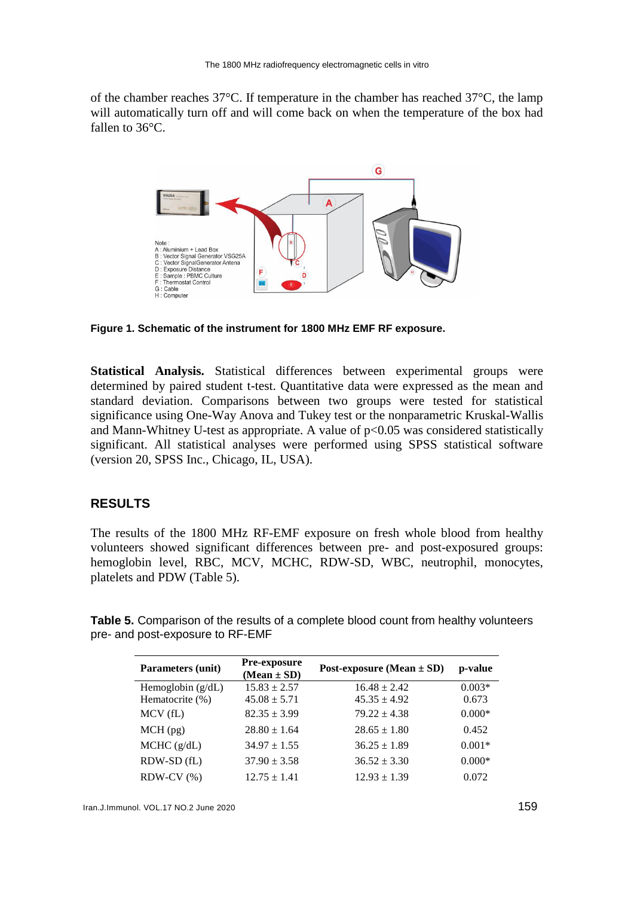of the chamber reaches 37°C. If temperature in the chamber has reached 37°C, the lamp will automatically turn off and will come back on when the temperature of the box had fallen to 36°C.

**Figure 1. Schematic of the instrument for 1800 MHz EMF RF exposure.**

**Statistical Analysis.** Statistical differences between experimental groups were determined by paired student t-test. Quantitative data were expressed as the mean and standard deviation. Comparisons between two groups were tested for statistical significance using One-Way Anova and Tukey test or the nonparametric Kruskal-Wallis and Mann-Whitney U-test as appropriate. A value of $p<0.05$ was considered statistically significant. All statistical analyses were performed using SPSS statistical software (version 20, SPSS Inc., Chicago, IL, USA).

## RESULTS

The results of the 1800 MHz RF-EMF exposure on fresh whole blood from healthy volunteers showed significant differences between pre- and post-exposured groups: hemoglobin level, RBC, MCV, MCHC, RDW-SD, WBC, neutrophil, monocytes, platelets and PDW (Table 5).

**Table 5.** Comparison of the results of a complete blood count from healthy volunteers pre- and post-exposure to RF-EMF

| Parameters (unit) | Pre-exposure (Mean ± SD) | Post-exposure (Mean ± SD) | p-value |
|---|---|---|---|
| Hemoglobin (g/dL) | 15.83 ± 2.57 | 16.48 ± 2.42 | 0.003* |
| Hematocrite (%) | 45.08 ± 5.71 | 45.35 ± 4.92 | 0.673 |
| MCV (fL) | 82.35 ± 3.99 | 79.22 ± 4.38 | 0.000* |
| MCH (pg) | 28.80 ± 1.64 | 28.65 ± 1.80 | 0.452 |
| MCHC (g/dL) | 34.97 ± 1.55 | 36.25 ± 1.89 | 0.001* |
| RDW-SD (fL) | 37.90 ± 3.58 | 36.52 ± 3.30 | 0.000* |
| RDW-CV (%) | 12.75 ± 1.41 | 12.93 ± 1.39 | 0.072 |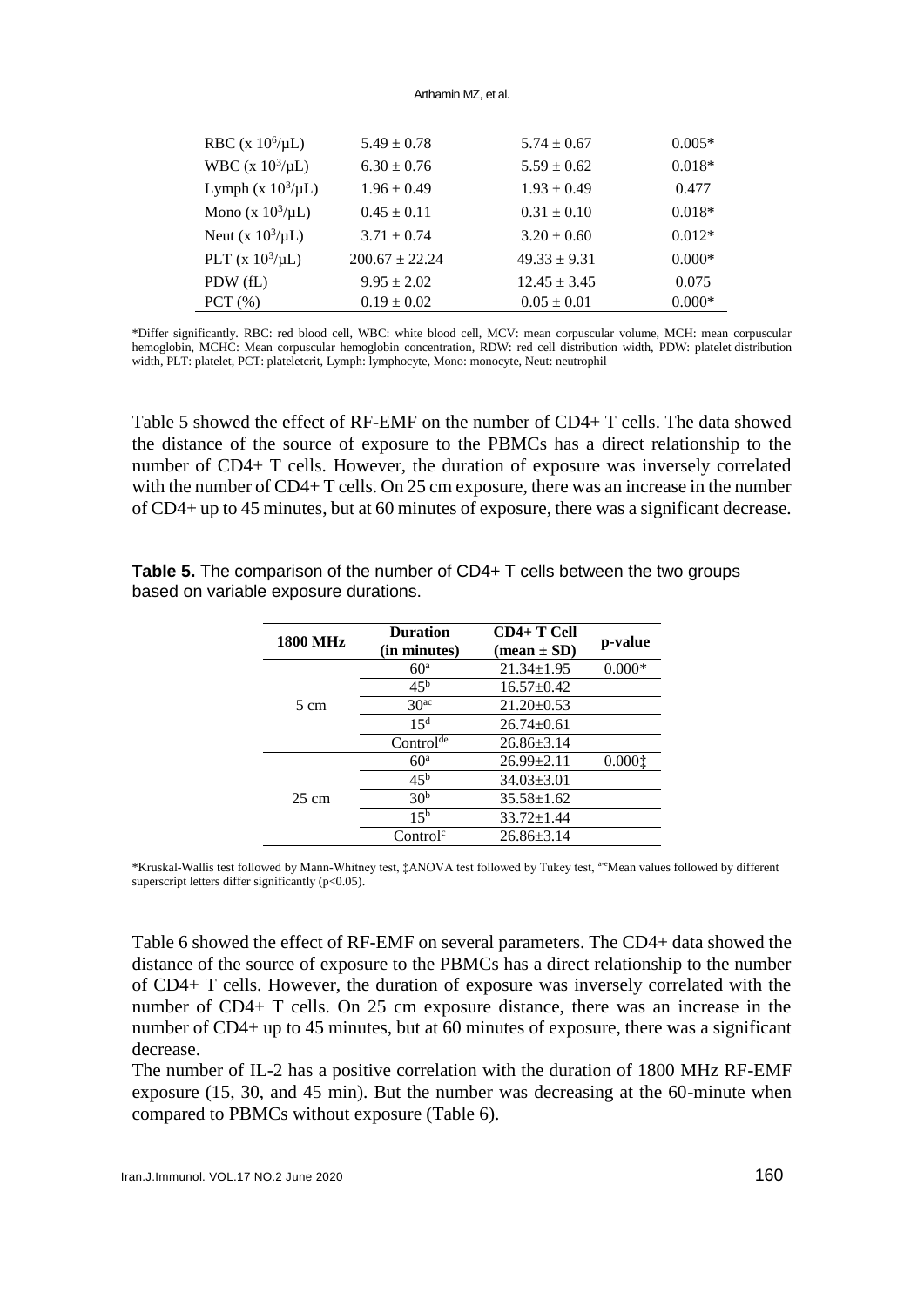| RBC (x $10^6$/μL) | 5.49 ± 0.78 | 5.74 ± 0.67 | 0.005* |
|---|---|---|---|
| WBC (x $10^3$/μL) | 6.30 ± 0.76 | 5.59 ± 0.62 | 0.018* |
| Lymph (x $10^3$/μL) | 1.96 ± 0.49 | 1.93 ± 0.49 | 0.477 |
| Mono (x $10^3$/μL) | 0.45 ± 0.11 | 0.31 ± 0.10 | 0.018* |
| Neut (x $10^3$/μL) | 3.71 ± 0.74 | 3.20 ± 0.60 | 0.012* |
| PLT (x $10^3$/μL) | 200.67 ± 22.24 | 49.33 ± 9.31 | 0.000* |
| PDW (fL) | 9.95 ± 2.02 | 12.45 ± 3.45 | 0.075 |
| PCT (%) | 0.19 ± 0.02 | 0.05 ± 0.01 | 0.000* |

*Differ significantly. RBC: red blood cell, WBC: white blood cell, MCV: mean corpuscular volume, MCH: mean corpuscular hemoglobin, MCHC: Mean corpuscular hemoglobin concentration, RDW: red cell distribution width, PDW: platelet distribution width, PLT: platelet, PCT: plateletcrit, Lymph: lymphocyte, Mono: monocyte, Neut: neutrophil

Table 5 showed the effect of RF-EMF on the number of CD4+ T cells. The data showed the distance of the source of exposure to the PBMCs has a direct relationship to the number of CD4+ T cells. However, the duration of exposure was inversely correlated with the number of CD4+ T cells. On 25 cm exposure, there was an increase in the number of CD4+ up to 45 minutes, but at 60 minutes of exposure, there was a significant decrease.

**Table 5.** The comparison of the number of CD4+ T cells between the two groups based on variable exposure durations.

| 1800 MHz | Duration (in minutes) | CD4+ T Cell (mean ± SD) | p-value |
|---|---|---|---|
| 5 cm | 60[a] | 21.34±1.95 | 0.000* |
| | 45[b] | 16.57±0.42 | |
| | 30[ac] | 21.20±0.53 | |
| | 15[d] | 26.74±0.61 | |
| | Control[de] | 26.86±3.14 | |
| 25 cm | 60[a] | 26.99±2.11 | 0.000‡ |
| | 45[b] | 34.03±3.01 | |
| | 30[b] | 35.58±1.62 | |
| | 15[b] | 33.72±1.44 | |
| | Control[c] | 26.86±3.14 | |

*Kruskal-Wallis test followed by Mann-Whitney test, ‡ANOVA test followed by Tukey test, [a-e]Mean values followed by different superscript letters differ significantly ($p<0.05$).

Table 6 showed the effect of RF-EMF on several parameters. The CD4+ data showed the distance of the source of exposure to the PBMCs has a direct relationship to the number of CD4+ T cells. However, the duration of exposure was inversely correlated with the number of CD4+ T cells. On 25 cm exposure distance, there was an increase in the number of CD4+ up to 45 minutes, but at 60 minutes of exposure, there was a significant decrease.

The number of IL-2 has a positive correlation with the duration of 1800 MHz RF-EMF exposure (15, 30, and 45 min). But the number was decreasing at the 60-minute when compared to PBMCs without exposure (Table 6).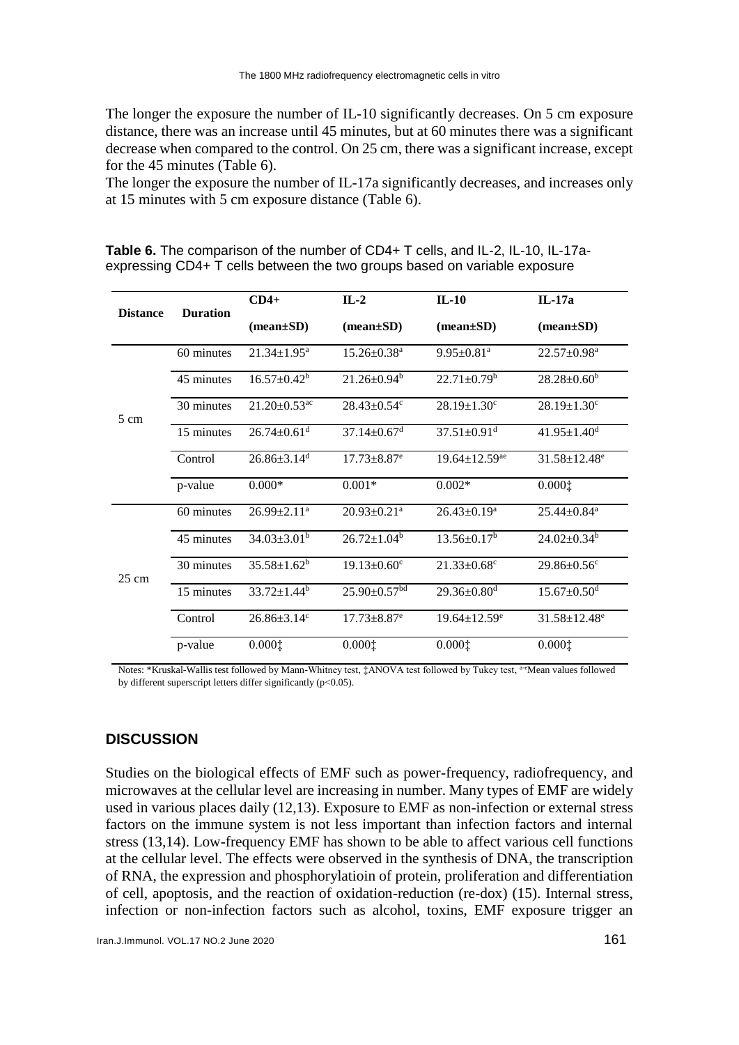The longer the exposure the number of IL-10 significantly decreases. On 5 cm exposure distance, there was an increase until 45 minutes, but at 60 minutes there was a significant decrease when compared to the control. On 25 cm, there was a significant increase, except for the 45 minutes (Table 6).

The longer the exposure the number of IL-17a significantly decreases, and increases only at 15 minutes with 5 cm exposure distance (Table 6).

**Table 6.** The comparison of the number of CD4+ T cells, and IL-2, IL-10, IL-17a-expressing CD4+ T cells between the two groups based on variable exposure

| Distance | Duration | CD4+ (mean±SD) | IL-2 (mean±SD) | IL-10 (mean±SD) | IL-17a (mean±SD) |
|---|---|---|---|---|---|
| 5 cm | 60 minutes | 21.34±1.95[a] | 15.26±0.38[a] | 9.95±0.81[a] | 22.57±0.98[a] |
| | 45 minutes | 16.57±0.42[b] | 21.26±0.94[b] | 22.71±0.79[b] | 28.28±0.60[b] |
| | 30 minutes | 21.20±0.53[ac] | 28.43±0.54[c] | 28.19±1.30[c] | 28.19±1.30[c] |
| | 15 minutes | 26.74±0.61[d] | 37.14±0.67[d] | 37.51±0.91[d] | 41.95±1.40[d] |
| | Control | 26.86±3.14[d] | 17.73±8.87[e] | 19.64±12.59[ae] | 31.58±12.48[e] |
| | p-value | 0.000* | 0.001* | 0.002* | 0.000‡ |
| 25 cm | 60 minutes | 26.99±2.11[a] | 20.93±0.21[a] | 26.43±0.19[a] | 25.44±0.84[a] |
| | 45 minutes | 34.03±3.01[b] | 26.72±1.04[b] | 13.56±0.17[b] | 24.02±0.34[b] |
| | 30 minutes | 35.58±1.62[b] | 19.13±0.60[c] | 21.33±0.68[c] | 29.86±0.56[c] |
| | 15 minutes | 33.72±1.44[b] | 25.90±0.57[bd] | 29.36±0.80[d] | 15.67±0.50[d] |
| | Control | 26.86±3.14[c] | 17.73±8.87[e] | 19.64±12.59[e] | 31.58±12.48[e] |
| | p-value | 0.000‡ | 0.000‡ | 0.000‡ | 0.000‡ |

Notes: *Kruskal-Wallis test followed by Mann-Whitney test, ‡ANOVA test followed by Tukey test, [a-e]Mean values followed by different superscript letters differ significantly ($p<0.05$).

## DISCUSSION

Studies on the biological effects of EMF such as power-frequency, radiofrequency, and microwaves at the cellular level are increasing in number. Many types of EMF are widely used in various places daily (12,13). Exposure to EMF as non-infection or external stress factors on the immune system is not less important than infection factors and internal stress (13,14). Low-frequency EMF has shown to be able to affect various cell functions at the cellular level. The effects were observed in the synthesis of DNA, the transcription of RNA, the expression and phosphorylatioin of protein, proliferation and differentiation of cell, apoptosis, and the reaction of oxidation-reduction (re-dox) (15). Internal stress, infection or non-infection factors such as alcohol, toxins, EMF exposure trigger an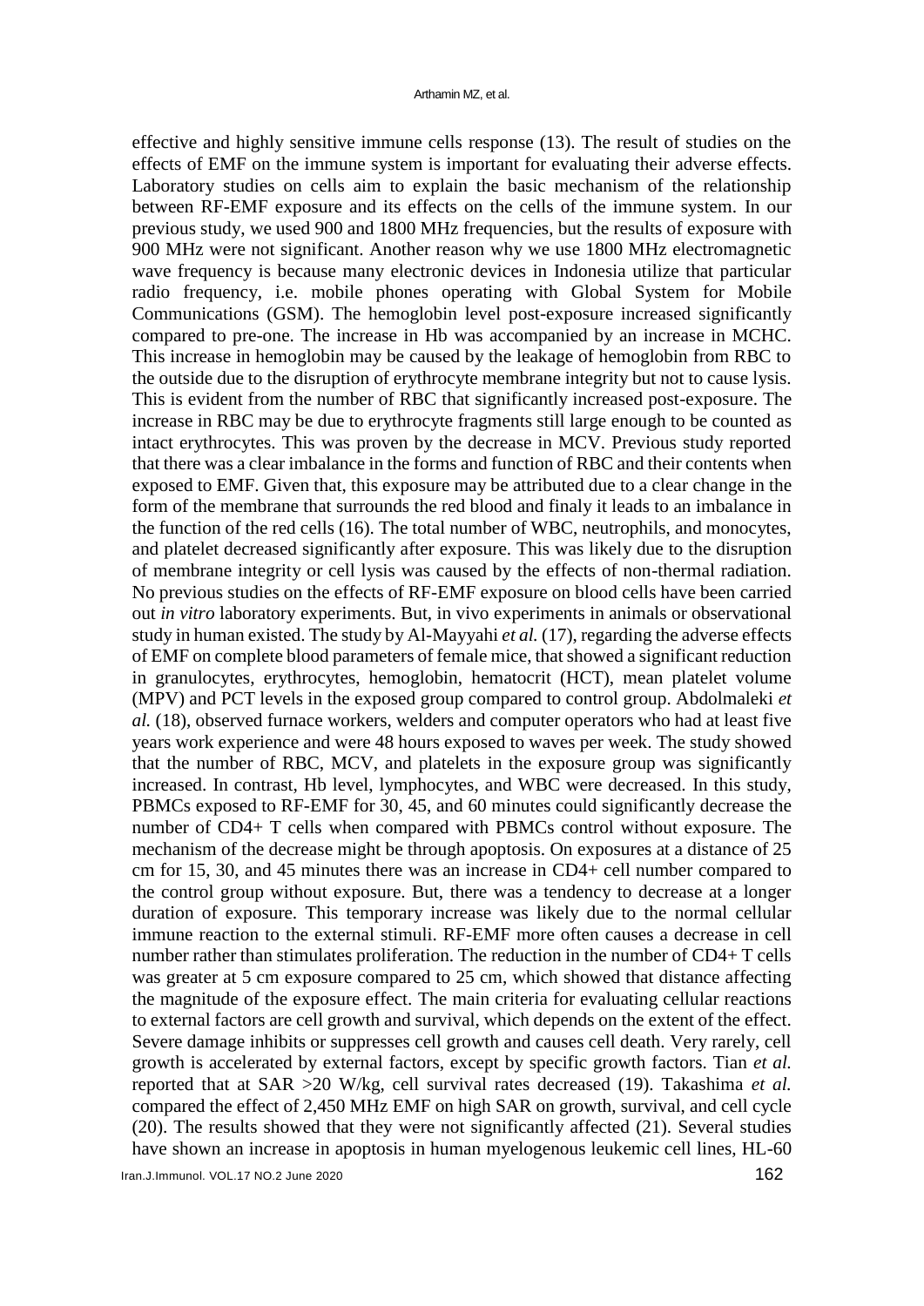effective and highly sensitive immune cells response (13). The result of studies on the effects of EMF on the immune system is important for evaluating their adverse effects. Laboratory studies on cells aim to explain the basic mechanism of the relationship between RF-EMF exposure and its effects on the cells of the immune system. In our previous study, we used 900 and 1800 MHz frequencies, but the results of exposure with 900 MHz were not significant. Another reason why we use 1800 MHz electromagnetic wave frequency is because many electronic devices in Indonesia utilize that particular radio frequency, i.e. mobile phones operating with Global System for Mobile Communications (GSM). The hemoglobin level post-exposure increased significantly compared to pre-one. The increase in Hb was accompanied by an increase in MCHC. This increase in hemoglobin may be caused by the leakage of hemoglobin from RBC to the outside due to the disruption of erythrocyte membrane integrity but not to cause lysis. This is evident from the number of RBC that significantly increased post-exposure. The increase in RBC may be due to erythrocyte fragments still large enough to be counted as intact erythrocytes. This was proven by the decrease in MCV. Previous study reported that there was a clear imbalance in the forms and function of RBC and their contents when exposed to EMF. Given that, this exposure may be attributed due to a clear change in the form of the membrane that surrounds the red blood and finaly it leads to an imbalance in the function of the red cells (16). The total number of WBC, neutrophils, and monocytes, and platelet decreased significantly after exposure. This was likely due to the disruption of membrane integrity or cell lysis was caused by the effects of non-thermal radiation. No previous studies on the effects of RF-EMF exposure on blood cells have been carried out *in vitro* laboratory experiments. But, in vivo experiments in animals or observational study in human existed. The study by Al-Mayyahi *et al.* (17), regarding the adverse effects of EMF on complete blood parameters of female mice, that showed a significant reduction in granulocytes, erythrocytes, hemoglobin, hematocrit (HCT), mean platelet volume (MPV) and PCT levels in the exposed group compared to control group. Abdolmaleki *et al.* (18), observed furnace workers, welders and computer operators who had at least five years work experience and were 48 hours exposed to waves per week. The study showed that the number of RBC, MCV, and platelets in the exposure group was significantly increased. In contrast, Hb level, lymphocytes, and WBC were decreased. In this study, PBMCs exposed to RF-EMF for 30, 45, and 60 minutes could significantly decrease the number of CD4+ T cells when compared with PBMCs control without exposure. The mechanism of the decrease might be through apoptosis. On exposures at a distance of 25 cm for 15, 30, and 45 minutes there was an increase in CD4+ cell number compared to the control group without exposure. But, there was a tendency to decrease at a longer duration of exposure. This temporary increase was likely due to the normal cellular immune reaction to the external stimuli. RF-EMF more often causes a decrease in cell number rather than stimulates proliferation. The reduction in the number of CD4+ T cells was greater at 5 cm exposure compared to 25 cm, which showed that distance affecting the magnitude of the exposure effect. The main criteria for evaluating cellular reactions to external factors are cell growth and survival, which depends on the extent of the effect. Severe damage inhibits or suppresses cell growth and causes cell death. Very rarely, cell growth is accelerated by external factors, except by specific growth factors. Tian *et al.* reported that at SAR >20 W/kg, cell survival rates decreased (19). Takashima *et al.* compared the effect of 2,450 MHz EMF on high SAR on growth, survival, and cell cycle (20). The results showed that they were not significantly affected (21). Several studies have shown an increase in apoptosis in human myelogenous leukemic cell lines, HL-60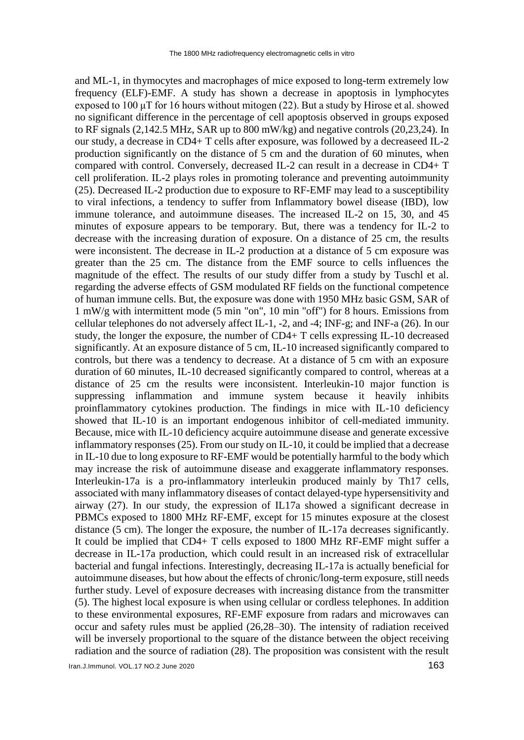and ML-1, in thymocytes and macrophages of mice exposed to long-term extremely low frequency (ELF)-EMF. A study has shown a decrease in apoptosis in lymphocytes exposed to 100 µT for 16 hours without mitogen (22). But a study by Hirose et al. showed no significant difference in the percentage of cell apoptosis observed in groups exposed to RF signals (2,142.5 MHz, SAR up to 800 mW/kg) and negative controls (20,23,24). In our study, a decrease in CD4+ T cells after exposure, was followed by a decreaseed IL-2 production significantly on the distance of 5 cm and the duration of 60 minutes, when compared with control. Conversely, decreased IL-2 can result in a decrease in CD4+ T cell proliferation. IL-2 plays roles in promoting tolerance and preventing autoimmunity (25). Decreased IL-2 production due to exposure to RF-EMF may lead to a susceptibility to viral infections, a tendency to suffer from Inflammatory bowel disease (IBD), low immune tolerance, and autoimmune diseases. The increased IL-2 on 15, 30, and 45 minutes of exposure appears to be temporary. But, there was a tendency for IL-2 to decrease with the increasing duration of exposure. On a distance of 25 cm, the results were inconsistent. The decrease in IL-2 production at a distance of 5 cm exposure was greater than the 25 cm. The distance from the EMF source to cells influences the magnitude of the effect. The results of our study differ from a study by Tuschl et al. regarding the adverse effects of GSM modulated RF fields on the functional competence of human immune cells. But, the exposure was done with 1950 MHz basic GSM, SAR of 1 mW/g with intermittent mode (5 min "on", 10 min "off") for 8 hours. Emissions from cellular telephones do not adversely affect IL-1, -2, and -4; INF-g; and INF-a (26). In our study, the longer the exposure, the number of CD4+ T cells expressing IL-10 decreased significantly. At an exposure distance of 5 cm, IL-10 increased significantly compared to controls, but there was a tendency to decrease. At a distance of 5 cm with an exposure duration of 60 minutes, IL-10 decreased significantly compared to control, whereas at a distance of 25 cm the results were inconsistent. Interleukin-10 major function is suppressing inflammation and immune system because it heavily inhibits proinflammatory cytokines production. The findings in mice with IL-10 deficiency showed that IL-10 is an important endogenous inhibitor of cell-mediated immunity. Because, mice with IL-10 deficiency acquire autoimmune disease and generate excessive inflammatory responses (25). From our study on IL-10, it could be implied that a decrease in IL-10 due to long exposure to RF-EMF would be potentially harmful to the body which may increase the risk of autoimmune disease and exaggerate inflammatory responses. Interleukin-17a is a pro-inflammatory interleukin produced mainly by Th17 cells, associated with many inflammatory diseases of contact delayed-type hypersensitivity and airway (27). In our study, the expression of IL17a showed a significant decrease in PBMCs exposed to 1800 MHz RF-EMF, except for 15 minutes exposure at the closest distance (5 cm). The longer the exposure, the number of IL-17a decreases significantly. It could be implied that CD4+ T cells exposed to 1800 MHz RF-EMF might suffer a decrease in IL-17a production, which could result in an increased risk of extracellular bacterial and fungal infections. Interestingly, decreasing IL-17a is actually beneficial for autoimmune diseases, but how about the effects of chronic/long-term exposure, still needs further study. Level of exposure decreases with increasing distance from the transmitter (5). The highest local exposure is when using cellular or cordless telephones. In addition to these environmental exposures, RF-EMF exposure from radars and microwaves can occur and safety rules must be applied (26,28–30). The intensity of radiation received will be inversely proportional to the square of the distance between the object receiving radiation and the source of radiation (28). The proposition was consistent with the result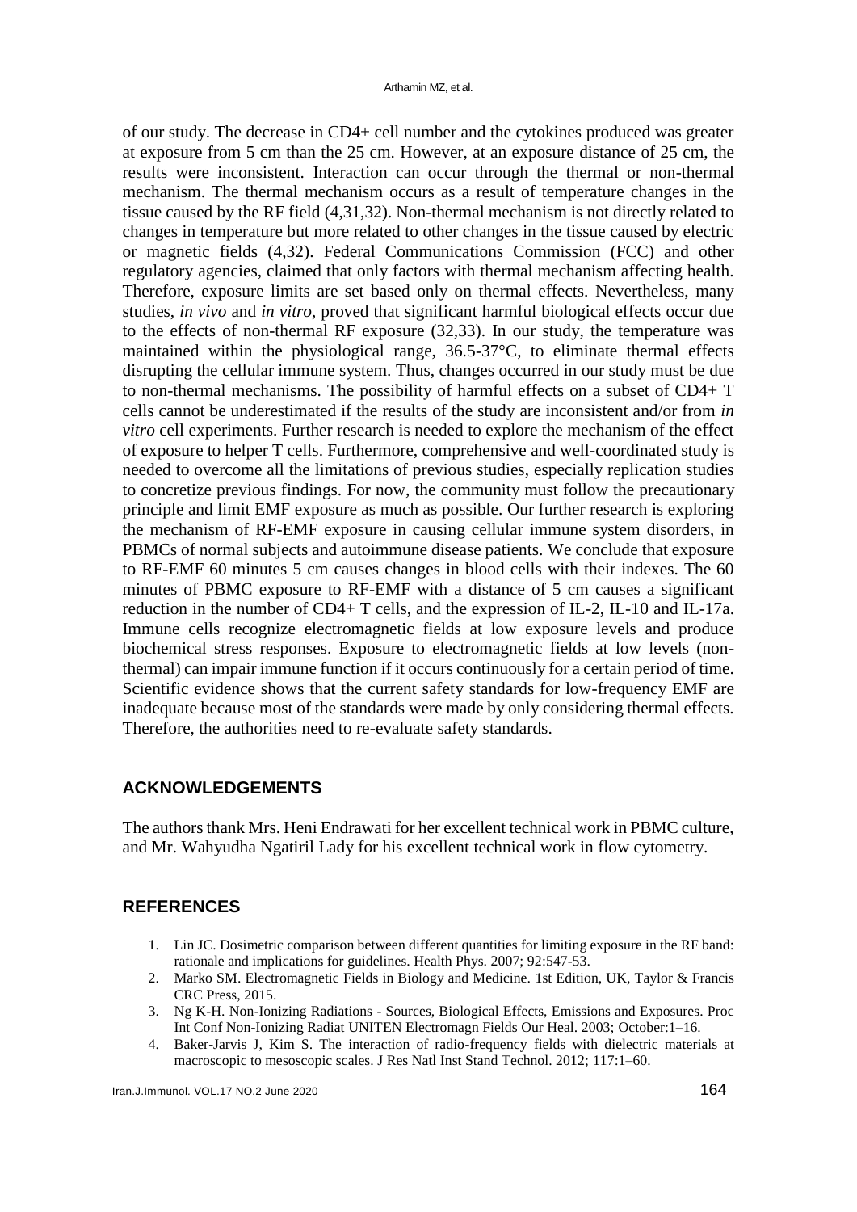of our study. The decrease in CD4+ cell number and the cytokines produced was greater at exposure from 5 cm than the 25 cm. However, at an exposure distance of 25 cm, the results were inconsistent. Interaction can occur through the thermal or non-thermal mechanism. The thermal mechanism occurs as a result of temperature changes in the tissue caused by the RF field (4,31,32). Non-thermal mechanism is not directly related to changes in temperature but more related to other changes in the tissue caused by electric or magnetic fields (4,32). Federal Communications Commission (FCC) and other regulatory agencies, claimed that only factors with thermal mechanism affecting health. Therefore, exposure limits are set based only on thermal effects. Nevertheless, many studies, *in vivo* and *in vitro*, proved that significant harmful biological effects occur due to the effects of non-thermal RF exposure (32,33). In our study, the temperature was maintained within the physiological range, 36.5-37°C, to eliminate thermal effects disrupting the cellular immune system. Thus, changes occurred in our study must be due to non-thermal mechanisms. The possibility of harmful effects on a subset of CD4+ T cells cannot be underestimated if the results of the study are inconsistent and/or from *in vitro* cell experiments. Further research is needed to explore the mechanism of the effect of exposure to helper T cells. Furthermore, comprehensive and well-coordinated study is needed to overcome all the limitations of previous studies, especially replication studies to concretize previous findings. For now, the community must follow the precautionary principle and limit EMF exposure as much as possible. Our further research is exploring the mechanism of RF-EMF exposure in causing cellular immune system disorders, in PBMCs of normal subjects and autoimmune disease patients. We conclude that exposure to RF-EMF 60 minutes 5 cm causes changes in blood cells with their indexes. The 60 minutes of PBMC exposure to RF-EMF with a distance of 5 cm causes a significant reduction in the number of CD4+ T cells, and the expression of IL-2, IL-10 and IL-17a. Immune cells recognize electromagnetic fields at low exposure levels and produce biochemical stress responses. Exposure to electromagnetic fields at low levels (non-thermal) can impair immune function if it occurs continuously for a certain period of time. Scientific evidence shows that the current safety standards for low-frequency EMF are inadequate because most of the standards were made by only considering thermal effects. Therefore, the authorities need to re-evaluate safety standards.

## ACKNOWLEDGEMENTS

The authors thank Mrs. Heni Endrawati for her excellent technical work in PBMC culture, and Mr. Wahyudha Ngatiril Lady for his excellent technical work in flow cytometry.

## REFERENCES

1. Lin JC. Dosimetric comparison between different quantities for limiting exposure in the RF band: rationale and implications for guidelines. Health Phys. 2007; 92:547-53.
2. Marko SM. Electromagnetic Fields in Biology and Medicine. 1st Edition, UK, Taylor & Francis CRC Press, 2015.
3. Ng K-H. Non-Ionizing Radiations - Sources, Biological Effects, Emissions and Exposures. Proc Int Conf Non-Ionizing Radiat UNITEN Electromagn Fields Our Heal. 2003; October:1–16.
4. Baker-Jarvis J, Kim S. The interaction of radio-frequency fields with dielectric materials at macroscopic to mesoscopic scales. J Res Natl Inst Stand Technol. 2012; 117:1–60.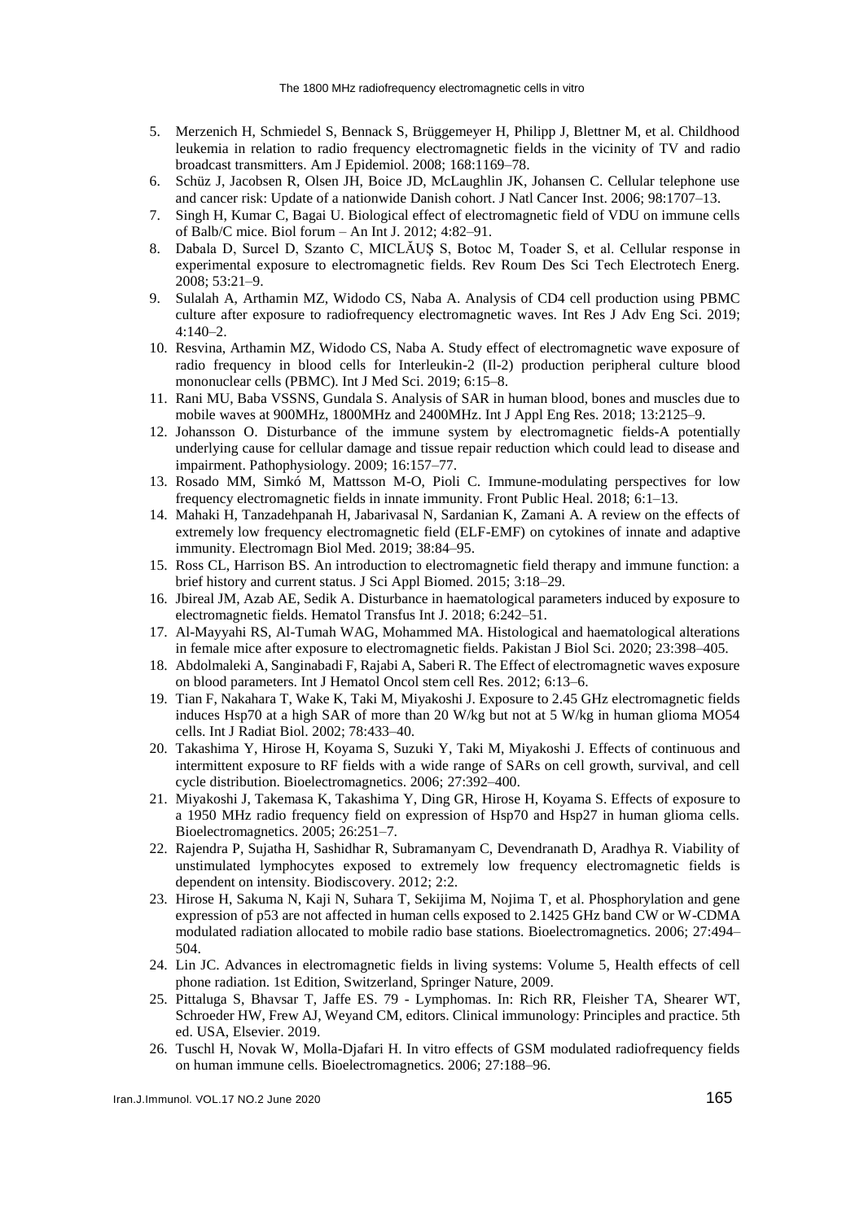5. Merzenich H, Schmiedel S, Bennack S, Brüggemeyer H, Philipp J, Blettner M, et al. Childhood leukemia in relation to radio frequency electromagnetic fields in the vicinity of TV and radio broadcast transmitters. Am J Epidemiol. 2008; 168:1169–78.
6. Schüz J, Jacobsen R, Olsen JH, Boice JD, McLaughlin JK, Johansen C. Cellular telephone use and cancer risk: Update of a nationwide Danish cohort. J Natl Cancer Inst. 2006; 98:1707–13.
7. Singh H, Kumar C, Bagai U. Biological effect of electromagnetic field of VDU on immune cells of Balb/C mice. Biol forum – An Int J. 2012; 4:82–91.
8. Dabala D, Surcel D, Szanto C, MICLĂUŞ S, Botoc M, Toader S, et al. Cellular response in experimental exposure to electromagnetic fields. Rev Roum Des Sci Tech Electrotech Energ. 2008; 53:21–9.
9. Sulalah A, Arthamin MZ, Widodo CS, Naba A. Analysis of CD4 cell production using PBMC culture after exposure to radiofrequency electromagnetic waves. Int Res J Adv Eng Sci. 2019; 4:140–2.
10. Resvina, Arthamin MZ, Widodo CS, Naba A. Study effect of electromagnetic wave exposure of radio frequency in blood cells for Interleukin-2 (Il-2) production peripheral culture blood mononuclear cells (PBMC). Int J Med Sci. 2019; 6:15–8.
11. Rani MU, Baba VSSNS, Gundala S. Analysis of SAR in human blood, bones and muscles due to mobile waves at 900MHz, 1800MHz and 2400MHz. Int J Appl Eng Res. 2018; 13:2125–9.
12. Johansson O. Disturbance of the immune system by electromagnetic fields-A potentially underlying cause for cellular damage and tissue repair reduction which could lead to disease and impairment. Pathophysiology. 2009; 16:157–77.
13. Rosado MM, Simkó M, Mattsson M-O, Pioli C. Immune-modulating perspectives for low frequency electromagnetic fields in innate immunity. Front Public Heal. 2018; 6:1–13.
14. Mahaki H, Tanzadehpanah H, Jabarivasal N, Sardanian K, Zamani A. A review on the effects of extremely low frequency electromagnetic field (ELF-EMF) on cytokines of innate and adaptive immunity. Electromagn Biol Med. 2019; 38:84–95.
15. Ross CL, Harrison BS. An introduction to electromagnetic field therapy and immune function: a brief history and current status. J Sci Appl Biomed. 2015; 3:18–29.
16. Jbireal JM, Azab AE, Sedik A. Disturbance in haematological parameters induced by exposure to electromagnetic fields. Hematol Transfus Int J. 2018; 6:242–51.
17. Al-Mayyahi RS, Al-Tumah WAG, Mohammed MA. Histological and haematological alterations in female mice after exposure to electromagnetic fields. Pakistan J Biol Sci. 2020; 23:398–405.
18. Abdolmaleki A, Sanginabadi F, Rajabi A, Saberi R. The Effect of electromagnetic waves exposure on blood parameters. Int J Hematol Oncol stem cell Res. 2012; 6:13–6.
19. Tian F, Nakahara T, Wake K, Taki M, Miyakoshi J. Exposure to 2.45 GHz electromagnetic fields induces Hsp70 at a high SAR of more than 20 W/kg but not at 5 W/kg in human glioma MO54 cells. Int J Radiat Biol. 2002; 78:433–40.
20. Takashima Y, Hirose H, Koyama S, Suzuki Y, Taki M, Miyakoshi J. Effects of continuous and intermittent exposure to RF fields with a wide range of SARs on cell growth, survival, and cell cycle distribution. Bioelectromagnetics. 2006; 27:392–400.
21. Miyakoshi J, Takemasa K, Takashima Y, Ding GR, Hirose H, Koyama S. Effects of exposure to a 1950 MHz radio frequency field on expression of Hsp70 and Hsp27 in human glioma cells. Bioelectromagnetics. 2005; 26:251–7.
22. Rajendra P, Sujatha H, Sashidhar R, Subramanyam C, Devendranath D, Aradhya R. Viability of unstimulated lymphocytes exposed to extremely low frequency electromagnetic fields is dependent on intensity. Biodiscovery. 2012; 2:2.
23. Hirose H, Sakuma N, Kaji N, Suhara T, Sekijima M, Nojima T, et al. Phosphorylation and gene expression of p53 are not affected in human cells exposed to 2.1425 GHz band CW or W-CDMA modulated radiation allocated to mobile radio base stations. Bioelectromagnetics. 2006; 27:494–504.
24. Lin JC. Advances in electromagnetic fields in living systems: Volume 5, Health effects of cell phone radiation. 1st Edition, Switzerland, Springer Nature, 2009.
25. Pittaluga S, Bhavsar T, Jaffe ES. 79 - Lymphomas. In: Rich RR, Fleisher TA, Shearer WT, Schroeder HW, Frew AJ, Weyand CM, editors. Clinical immunology: Principles and practice. 5th ed. USA, Elsevier. 2019.
26. Tuschl H, Novak W, Molla-Djafari H. In vitro effects of GSM modulated radiofrequency fields on human immune cells. Bioelectromagnetics. 2006; 27:188–96.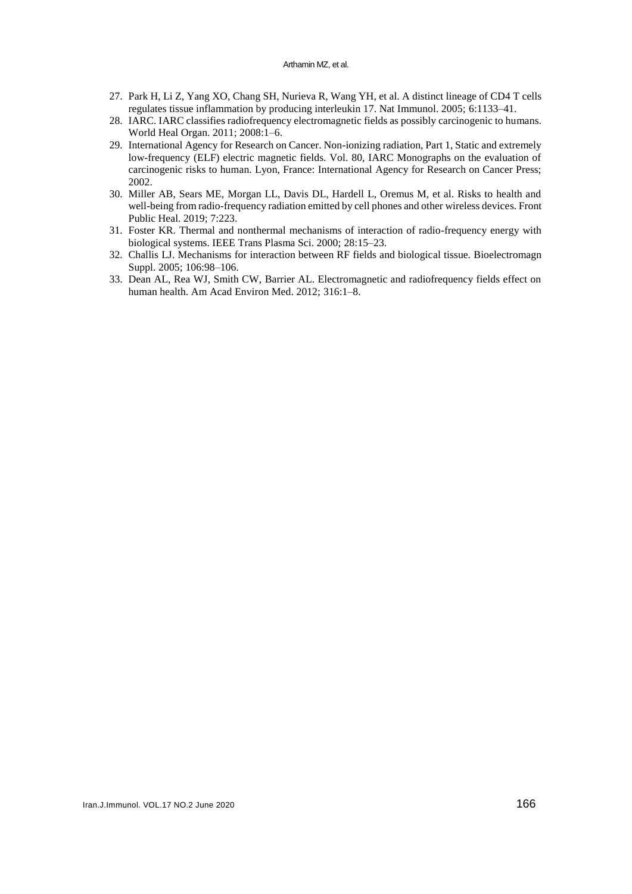27. Park H, Li Z, Yang XO, Chang SH, Nurieva R, Wang YH, et al. A distinct lineage of CD4 T cells regulates tissue inflammation by producing interleukin 17. Nat Immunol. 2005; 6:1133–41.
28. IARC. IARC classifies radiofrequency electromagnetic fields as possibly carcinogenic to humans. World Heal Organ. 2011; 2008:1–6.
29. International Agency for Research on Cancer. Non-ionizing radiation, Part 1, Static and extremely low-frequency (ELF) electric magnetic fields. Vol. 80, IARC Monographs on the evaluation of carcinogenic risks to human. Lyon, France: International Agency for Research on Cancer Press; 2002.
30. Miller AB, Sears ME, Morgan LL, Davis DL, Hardell L, Oremus M, et al. Risks to health and well-being from radio-frequency radiation emitted by cell phones and other wireless devices. Front Public Heal. 2019; 7:223.
31. Foster KR. Thermal and nonthermal mechanisms of interaction of radio-frequency energy with biological systems. IEEE Trans Plasma Sci. 2000; 28:15–23.
32. Challis LJ. Mechanisms for interaction between RF fields and biological tissue. Bioelectromagn Suppl. 2005; 106:98–106.
33. Dean AL, Rea WJ, Smith CW, Barrier AL. Electromagnetic and radiofrequency fields effect on human health. Am Acad Environ Med. 2012; 316:1–8.